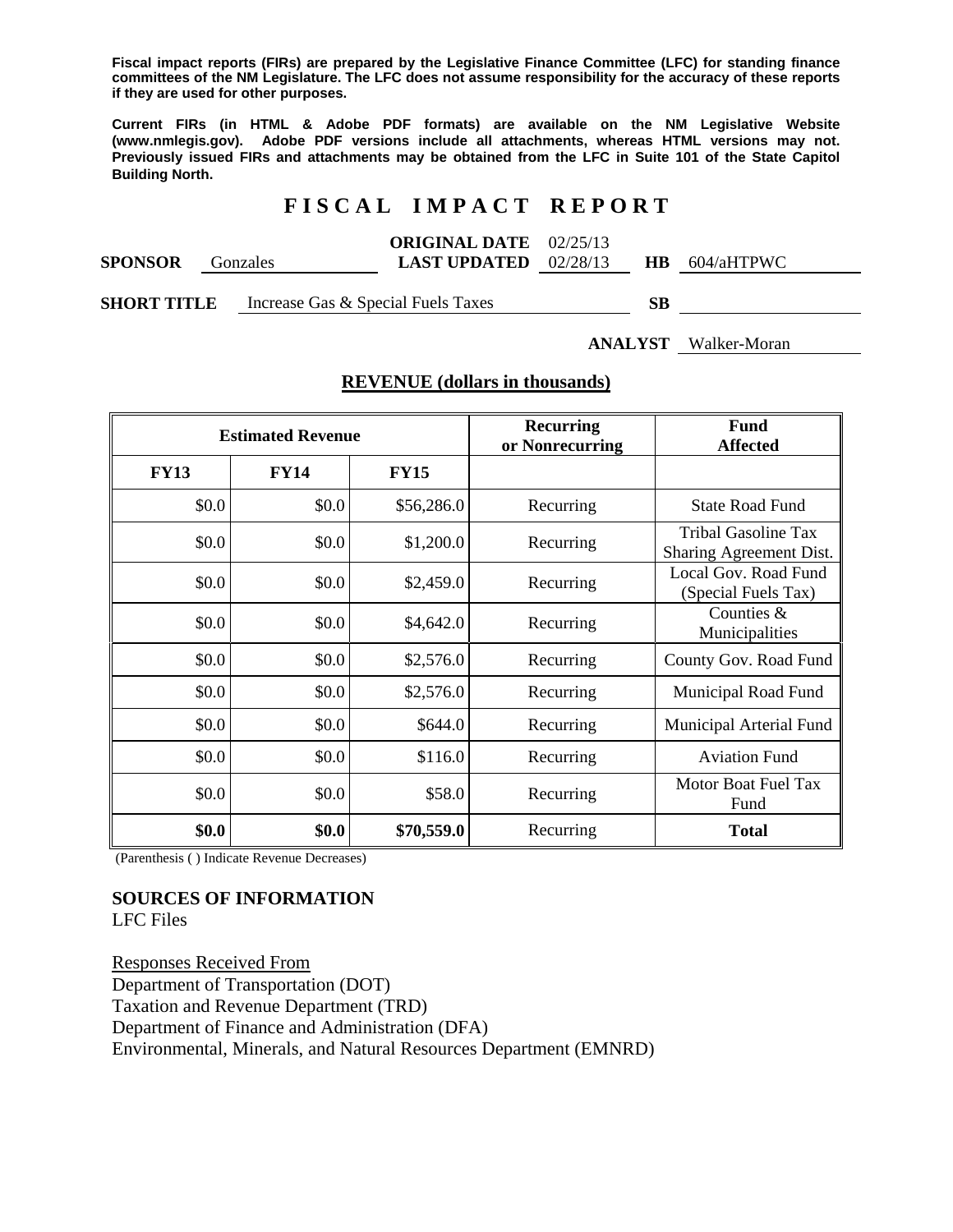**Fiscal impact reports (FIRs) are prepared by the Legislative Finance Committee (LFC) for standing finance committees of the NM Legislature. The LFC does not assume responsibility for the accuracy of these reports if they are used for other purposes.**

**Current FIRs (in HTML & Adobe PDF formats) are available on the NM Legislative Website (www.nmlegis.gov). Adobe PDF versions include all attachments, whereas HTML versions may not. Previously issued FIRs and attachments may be obtained from the LFC in Suite 101 of the State Capitol Building North.**

# F I S C A L   I M P A C T   R E P O R T

| | | | | | |
|---|---|---|---|---|---|
| **SPONSOR** | Gonzales | **ORIGINAL DATE** / **LAST UPDATED** | 02/25/13 / 02/28/13 | **HB** | 604/aHTPWC |
| **SHORT TITLE** | Increase Gas & Special Fuels Taxes | | | **SB** | |
| | | | | **ANALYST** | Walker-Moran |

## REVENUE (dollars in thousands)

| Estimated Revenue | | | Recurring or Nonrecurring | Fund Affected |
|---|---|---|---|---|
| **FY13** | **FY14** | **FY15** | | |
| \$0.0 | \$0.0 | \$56,286.0 | Recurring | State Road Fund |
| \$0.0 | \$0.0 | \$1,200.0 | Recurring | Tribal Gasoline Tax Sharing Agreement Dist. |
| \$0.0 | \$0.0 | \$2,459.0 | Recurring | Local Gov. Road Fund (Special Fuels Tax) |
| \$0.0 | \$0.0 | \$4,642.0 | Recurring | Counties & Municipalities |
| \$0.0 | \$0.0 | \$2,576.0 | Recurring | County Gov. Road Fund |
| \$0.0 | \$0.0 | \$2,576.0 | Recurring | Municipal Road Fund |
| \$0.0 | \$0.0 | \$644.0 | Recurring | Municipal Arterial Fund |
| \$0.0 | \$0.0 | \$116.0 | Recurring | Aviation Fund |
| \$0.0 | \$0.0 | \$58.0 | Recurring | Motor Boat Fuel Tax Fund |
| **\$0.0** | **\$0.0** | **\$70,559.0** | Recurring | **Total** |

(Parenthesis ( ) Indicate Revenue Decreases)

### SOURCES OF INFORMATION

LFC Files

Responses Received From

Department of Transportation (DOT)
Taxation and Revenue Department (TRD)
Department of Finance and Administration (DFA)
Environmental, Minerals, and Natural Resources Department (EMNRD)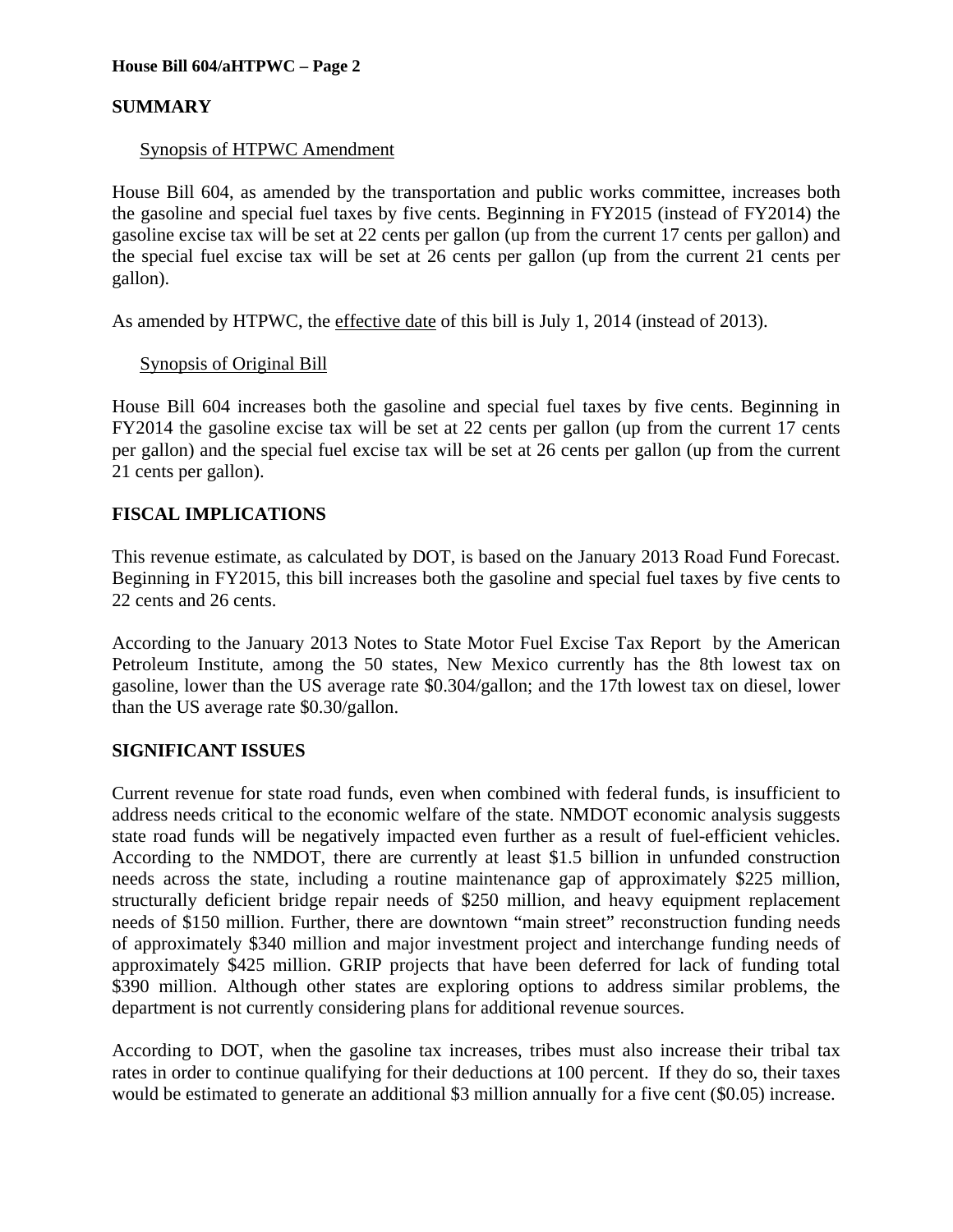## SUMMARY

Synopsis of HTPWC Amendment

House Bill 604, as amended by the transportation and public works committee, increases both the gasoline and special fuel taxes by five cents. Beginning in FY2015 (instead of FY2014) the gasoline excise tax will be set at 22 cents per gallon (up from the current 17 cents per gallon) and the special fuel excise tax will be set at 26 cents per gallon (up from the current 21 cents per gallon).

As amended by HTPWC, the effective date of this bill is July 1, 2014 (instead of 2013).

Synopsis of Original Bill

House Bill 604 increases both the gasoline and special fuel taxes by five cents. Beginning in FY2014 the gasoline excise tax will be set at 22 cents per gallon (up from the current 17 cents per gallon) and the special fuel excise tax will be set at 26 cents per gallon (up from the current 21 cents per gallon).

## FISCAL IMPLICATIONS

This revenue estimate, as calculated by DOT, is based on the January 2013 Road Fund Forecast. Beginning in FY2015, this bill increases both the gasoline and special fuel taxes by five cents to 22 cents and 26 cents.

According to the January 2013 Notes to State Motor Fuel Excise Tax Report by the American Petroleum Institute, among the 50 states, New Mexico currently has the 8th lowest tax on gasoline, lower than the US average rate $0.304/gallon; and the 17th lowest tax on diesel, lower than the US average rate $0.30/gallon.

## SIGNIFICANT ISSUES

Current revenue for state road funds, even when combined with federal funds, is insufficient to address needs critical to the economic welfare of the state. NMDOT economic analysis suggests state road funds will be negatively impacted even further as a result of fuel-efficient vehicles. According to the NMDOT, there are currently at least $1.5 billion in unfunded construction needs across the state, including a routine maintenance gap of approximately $225 million, structurally deficient bridge repair needs of $250 million, and heavy equipment replacement needs of $150 million. Further, there are downtown "main street" reconstruction funding needs of approximately $340 million and major investment project and interchange funding needs of approximately $425 million. GRIP projects that have been deferred for lack of funding total $390 million. Although other states are exploring options to address similar problems, the department is not currently considering plans for additional revenue sources.

According to DOT, when the gasoline tax increases, tribes must also increase their tribal tax rates in order to continue qualifying for their deductions at 100 percent. If they do so, their taxes would be estimated to generate an additional $3 million annually for a five cent ($0.05) increase.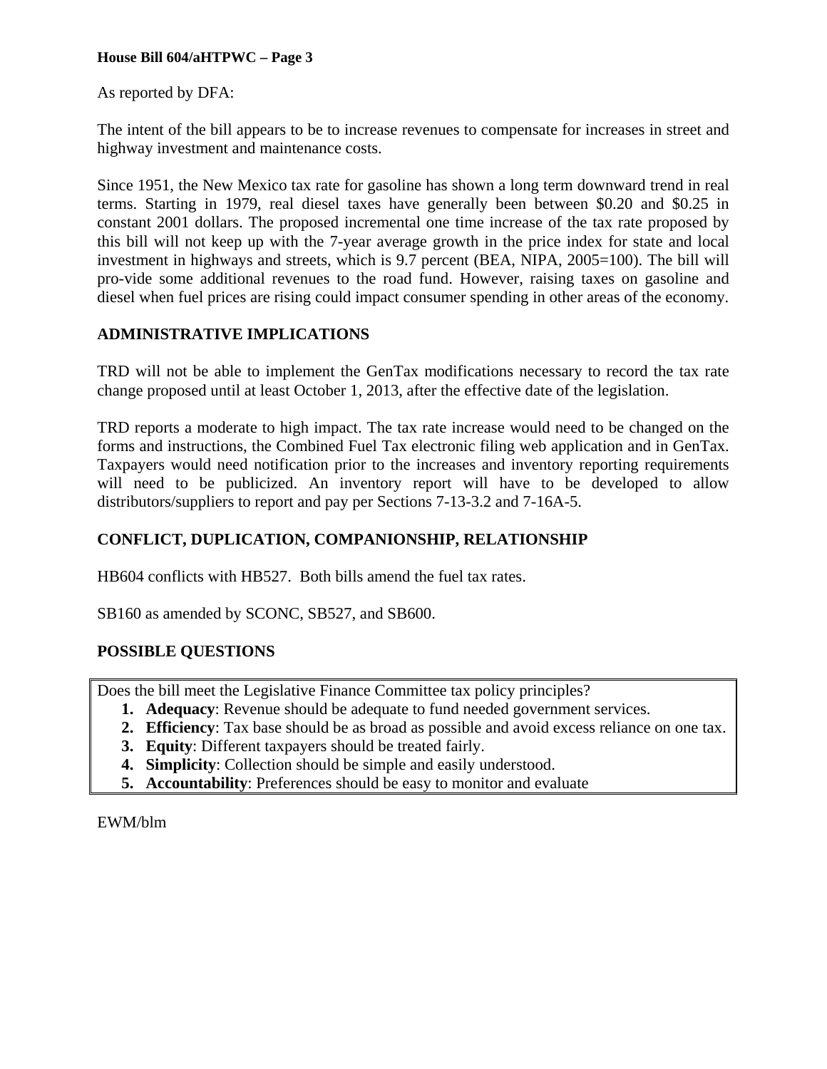As reported by DFA:

The intent of the bill appears to be to increase revenues to compensate for increases in street and highway investment and maintenance costs.

Since 1951, the New Mexico tax rate for gasoline has shown a long term downward trend in real terms. Starting in 1979, real diesel taxes have generally been between $0.20 and $0.25 in constant 2001 dollars. The proposed incremental one time increase of the tax rate proposed by this bill will not keep up with the 7-year average growth in the price index for state and local investment in highways and streets, which is 9.7 percent (BEA, NIPA, 2005=100). The bill will pro-vide some additional revenues to the road fund. However, raising taxes on gasoline and diesel when fuel prices are rising could impact consumer spending in other areas of the economy.

## ADMINISTRATIVE IMPLICATIONS

TRD will not be able to implement the GenTax modifications necessary to record the tax rate change proposed until at least October 1, 2013, after the effective date of the legislation.

TRD reports a moderate to high impact. The tax rate increase would need to be changed on the forms and instructions, the Combined Fuel Tax electronic filing web application and in GenTax. Taxpayers would need notification prior to the increases and inventory reporting requirements will need to be publicized. An inventory report will have to be developed to allow distributors/suppliers to report and pay per Sections 7-13-3.2 and 7-16A-5.

## CONFLICT, DUPLICATION, COMPANIONSHIP, RELATIONSHIP

HB604 conflicts with HB527. Both bills amend the fuel tax rates.

SB160 as amended by SCONC, SB527, and SB600.

## POSSIBLE QUESTIONS

Does the bill meet the Legislative Finance Committee tax policy principles?

1. **Adequacy**: Revenue should be adequate to fund needed government services.
2. **Efficiency**: Tax base should be as broad as possible and avoid excess reliance on one tax.
3. **Equity**: Different taxpayers should be treated fairly.
4. **Simplicity**: Collection should be simple and easily understood.
5. **Accountability**: Preferences should be easy to monitor and evaluate

EWM/blm